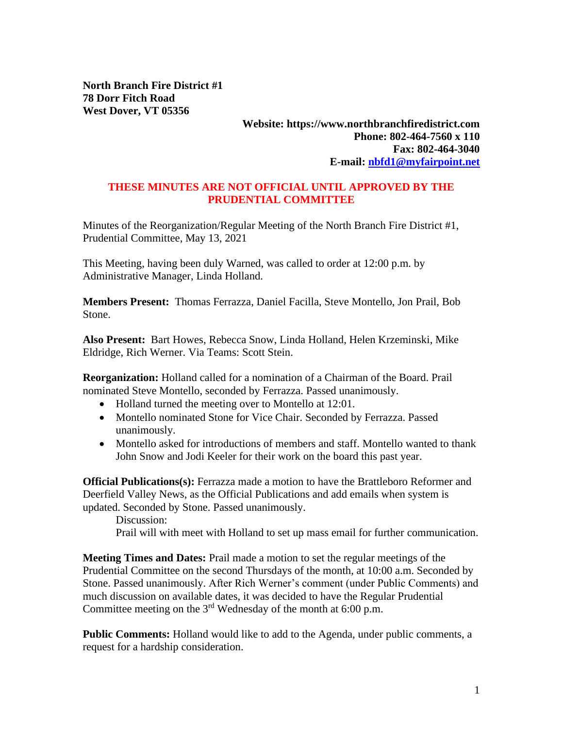**North Branch Fire District #1**
**78 Dorr Fitch Road**
**West Dover, VT 05356**

**Website: https://www.northbranchfiredistrict.com**
**Phone: 802-464-7560 x 110**
**Fax: 802-464-3040**
**E-mail: [nbfd1@myfairpoint.net](mailto:nbfd1@myfairpoint.net)**

**THESE MINUTES ARE NOT OFFICIAL UNTIL APPROVED BY THE PRUDENTIAL COMMITTEE**

Minutes of the Reorganization/Regular Meeting of the North Branch Fire District #1, Prudential Committee, May 13, 2021

This Meeting, having been duly Warned, was called to order at 12:00 p.m. by Administrative Manager, Linda Holland.

**Members Present:** Thomas Ferrazza, Daniel Facilla, Steve Montello, Jon Prail, Bob Stone.

**Also Present:** Bart Howes, Rebecca Snow, Linda Holland, Helen Krzeminski, Mike Eldridge, Rich Werner. Via Teams: Scott Stein.

**Reorganization:** Holland called for a nomination of a Chairman of the Board. Prail nominated Steve Montello, seconded by Ferrazza. Passed unanimously.

- Holland turned the meeting over to Montello at 12:01.
- Montello nominated Stone for Vice Chair. Seconded by Ferrazza. Passed unanimously.
- Montello asked for introductions of members and staff. Montello wanted to thank John Snow and Jodi Keeler for their work on the board this past year.

**Official Publications(s):** Ferrazza made a motion to have the Brattleboro Reformer and Deerfield Valley News, as the Official Publications and add emails when system is updated. Seconded by Stone. Passed unanimously.

Discussion:

Prail will with meet with Holland to set up mass email for further communication.

**Meeting Times and Dates:** Prail made a motion to set the regular meetings of the Prudential Committee on the second Thursdays of the month, at 10:00 a.m. Seconded by Stone. Passed unanimously. After Rich Werner's comment (under Public Comments) and much discussion on available dates, it was decided to have the Regular Prudential Committee meeting on the 3rd Wednesday of the month at 6:00 p.m.

**Public Comments:** Holland would like to add to the Agenda, under public comments, a request for a hardship consideration.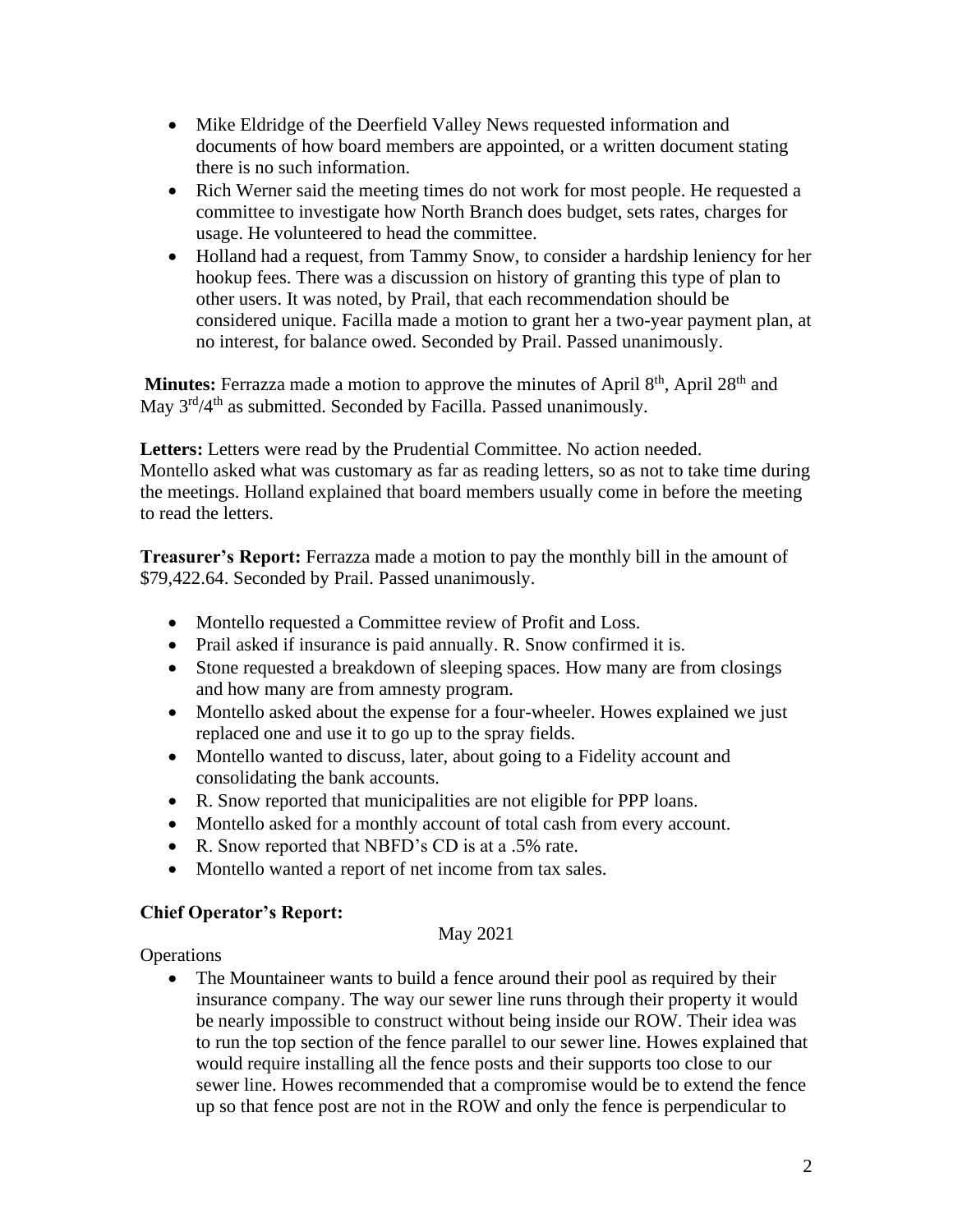- Mike Eldridge of the Deerfield Valley News requested information and documents of how board members are appointed, or a written document stating there is no such information.
- Rich Werner said the meeting times do not work for most people. He requested a committee to investigate how North Branch does budget, sets rates, charges for usage. He volunteered to head the committee.
- Holland had a request, from Tammy Snow, to consider a hardship leniency for her hookup fees. There was a discussion on history of granting this type of plan to other users. It was noted, by Prail, that each recommendation should be considered unique. Facilla made a motion to grant her a two-year payment plan, at no interest, for balance owed. Seconded by Prail. Passed unanimously.

**Minutes:** Ferrazza made a motion to approve the minutes of April 8th, April 28th and May 3rd/4th as submitted. Seconded by Facilla. Passed unanimously.

**Letters:** Letters were read by the Prudential Committee. No action needed. Montello asked what was customary as far as reading letters, so as not to take time during the meetings. Holland explained that board members usually come in before the meeting to read the letters.

**Treasurer's Report:** Ferrazza made a motion to pay the monthly bill in the amount of $79,422.64. Seconded by Prail. Passed unanimously.

- Montello requested a Committee review of Profit and Loss.
- Prail asked if insurance is paid annually. R. Snow confirmed it is.
- Stone requested a breakdown of sleeping spaces. How many are from closings and how many are from amnesty program.
- Montello asked about the expense for a four-wheeler. Howes explained we just replaced one and use it to go up to the spray fields.
- Montello wanted to discuss, later, about going to a Fidelity account and consolidating the bank accounts.
- R. Snow reported that municipalities are not eligible for PPP loans.
- Montello asked for a monthly account of total cash from every account.
- R. Snow reported that NBFD's CD is at a .5% rate.
- Montello wanted a report of net income from tax sales.

**Chief Operator's Report:**

May 2021

Operations

- The Mountaineer wants to build a fence around their pool as required by their insurance company. The way our sewer line runs through their property it would be nearly impossible to construct without being inside our ROW. Their idea was to run the top section of the fence parallel to our sewer line. Howes explained that would require installing all the fence posts and their supports too close to our sewer line. Howes recommended that a compromise would be to extend the fence up so that fence post are not in the ROW and only the fence is perpendicular to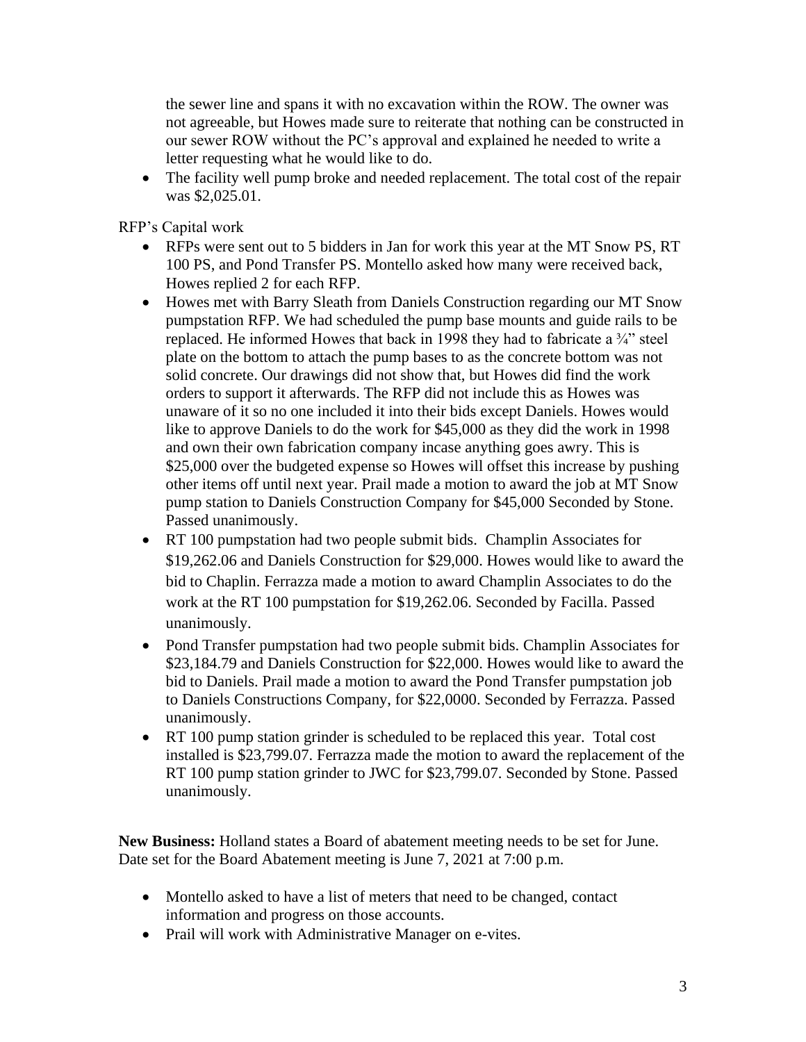the sewer line and spans it with no excavation within the ROW. The owner was not agreeable, but Howes made sure to reiterate that nothing can be constructed in our sewer ROW without the PC's approval and explained he needed to write a letter requesting what he would like to do.

- The facility well pump broke and needed replacement. The total cost of the repair was $2,025.01.

RFP's Capital work

- RFPs were sent out to 5 bidders in Jan for work this year at the MT Snow PS, RT 100 PS, and Pond Transfer PS. Montello asked how many were received back, Howes replied 2 for each RFP.
- Howes met with Barry Sleath from Daniels Construction regarding our MT Snow pumpstation RFP. We had scheduled the pump base mounts and guide rails to be replaced. He informed Howes that back in 1998 they had to fabricate a ¾" steel plate on the bottom to attach the pump bases to as the concrete bottom was not solid concrete. Our drawings did not show that, but Howes did find the work orders to support it afterwards. The RFP did not include this as Howes was unaware of it so no one included it into their bids except Daniels. Howes would like to approve Daniels to do the work for $45,000 as they did the work in 1998 and own their own fabrication company incase anything goes awry. This is $25,000 over the budgeted expense so Howes will offset this increase by pushing other items off until next year. Prail made a motion to award the job at MT Snow pump station to Daniels Construction Company for $45,000 Seconded by Stone. Passed unanimously.
- RT 100 pumpstation had two people submit bids. Champlin Associates for $19,262.06 and Daniels Construction for $29,000. Howes would like to award the bid to Chaplin. Ferrazza made a motion to award Champlin Associates to do the work at the RT 100 pumpstation for $19,262.06. Seconded by Facilla. Passed unanimously.
- Pond Transfer pumpstation had two people submit bids. Champlin Associates for $23,184.79 and Daniels Construction for $22,000. Howes would like to award the bid to Daniels. Prail made a motion to award the Pond Transfer pumpstation job to Daniels Constructions Company, for $22,0000. Seconded by Ferrazza. Passed unanimously.
- RT 100 pump station grinder is scheduled to be replaced this year. Total cost installed is $23,799.07. Ferrazza made the motion to award the replacement of the RT 100 pump station grinder to JWC for $23,799.07. Seconded by Stone. Passed unanimously.

**New Business:** Holland states a Board of abatement meeting needs to be set for June. Date set for the Board Abatement meeting is June 7, 2021 at 7:00 p.m.

- Montello asked to have a list of meters that need to be changed, contact information and progress on those accounts.
- Prail will work with Administrative Manager on e-vites.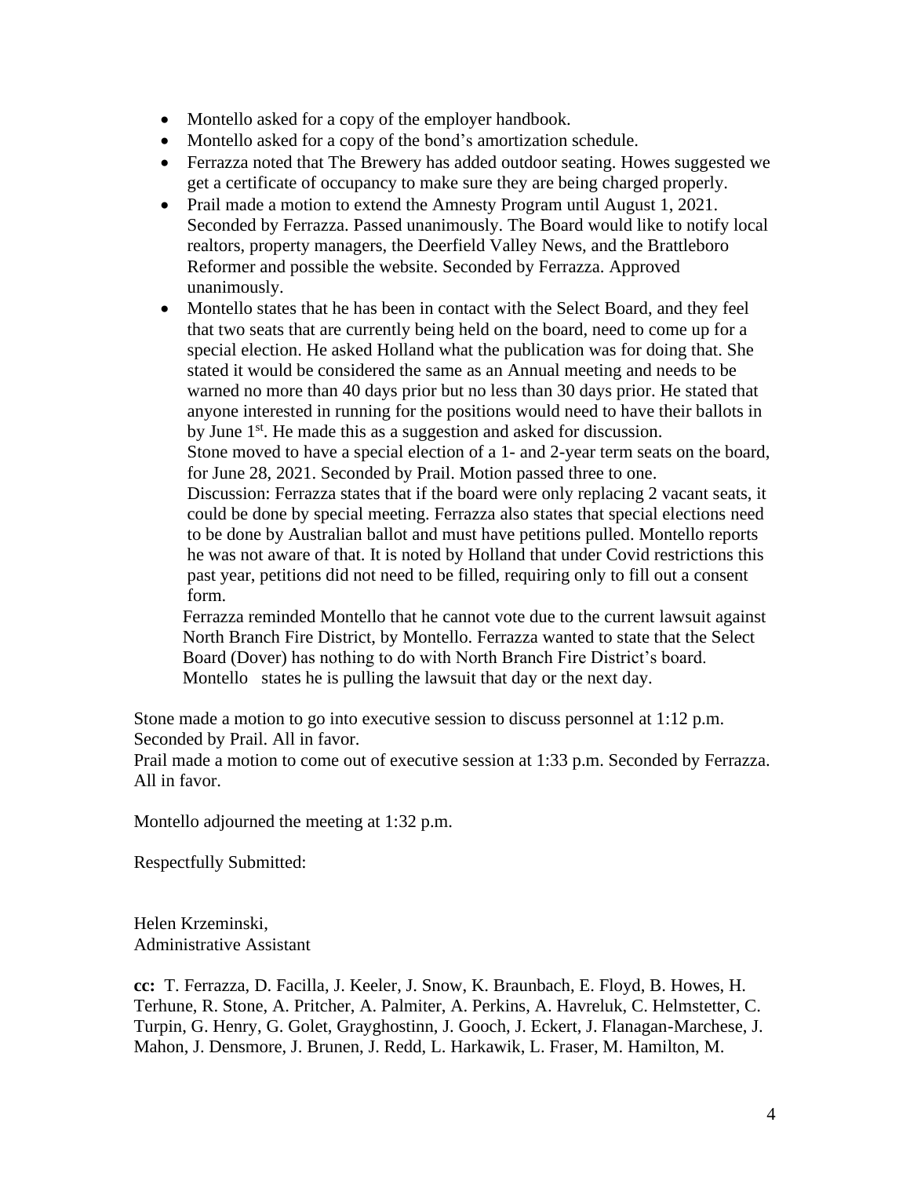- Montello asked for a copy of the employer handbook.
- Montello asked for a copy of the bond's amortization schedule.
- Ferrazza noted that The Brewery has added outdoor seating. Howes suggested we get a certificate of occupancy to make sure they are being charged properly.
- Prail made a motion to extend the Amnesty Program until August 1, 2021. Seconded by Ferrazza. Passed unanimously. The Board would like to notify local realtors, property managers, the Deerfield Valley News, and the Brattleboro Reformer and possible the website. Seconded by Ferrazza. Approved unanimously.
- Montello states that he has been in contact with the Select Board, and they feel that two seats that are currently being held on the board, need to come up for a special election. He asked Holland what the publication was for doing that. She stated it would be considered the same as an Annual meeting and needs to be warned no more than 40 days prior but no less than 30 days prior. He stated that anyone interested in running for the positions would need to have their ballots in by June 1st. He made this as a suggestion and asked for discussion.
  Stone moved to have a special election of a 1- and 2-year term seats on the board, for June 28, 2021. Seconded by Prail. Motion passed three to one.
  Discussion: Ferrazza states that if the board were only replacing 2 vacant seats, it could be done by special meeting. Ferrazza also states that special elections need to be done by Australian ballot and must have petitions pulled. Montello reports he was not aware of that. It is noted by Holland that under Covid restrictions this past year, petitions did not need to be filled, requiring only to fill out a consent form.
  Ferrazza reminded Montello that he cannot vote due to the current lawsuit against North Branch Fire District, by Montello. Ferrazza wanted to state that the Select Board (Dover) has nothing to do with North Branch Fire District's board. Montello states he is pulling the lawsuit that day or the next day.

Stone made a motion to go into executive session to discuss personnel at 1:12 p.m. Seconded by Prail. All in favor.
Prail made a motion to come out of executive session at 1:33 p.m. Seconded by Ferrazza. All in favor.

Montello adjourned the meeting at 1:32 p.m.

Respectfully Submitted:

Helen Krzeminski,
Administrative Assistant

**cc:** T. Ferrazza, D. Facilla, J. Keeler, J. Snow, K. Braunbach, E. Floyd, B. Howes, H. Terhune, R. Stone, A. Pritcher, A. Palmiter, A. Perkins, A. Havreluk, C. Helmstetter, C. Turpin, G. Henry, G. Golet, Grayghostinn, J. Gooch, J. Eckert, J. Flanagan-Marchese, J. Mahon, J. Densmore, J. Brunen, J. Redd, L. Harkawik, L. Fraser, M. Hamilton, M.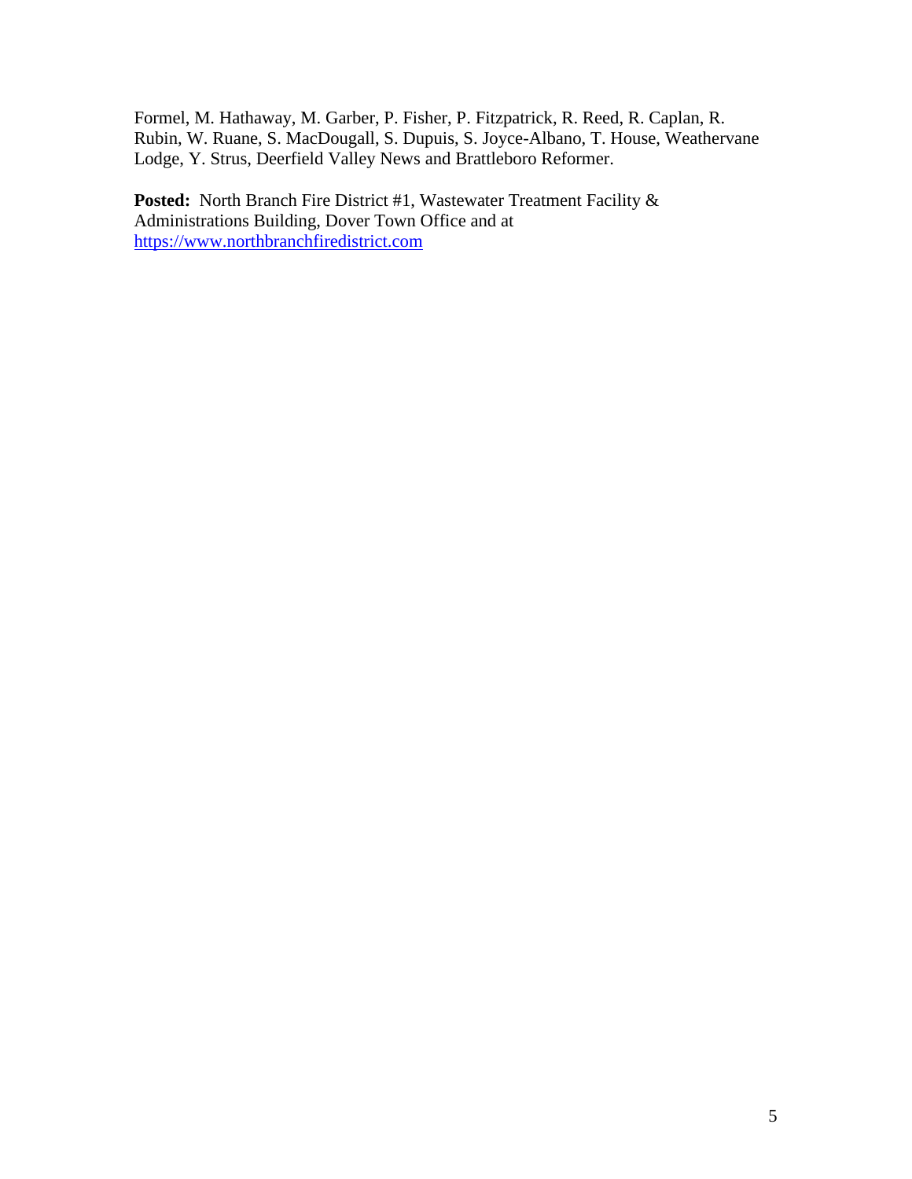Formel, M. Hathaway, M. Garber, P. Fisher, P. Fitzpatrick, R. Reed, R. Caplan, R. Rubin, W. Ruane, S. MacDougall, S. Dupuis, S. Joyce-Albano, T. House, Weathervane Lodge, Y. Strus, Deerfield Valley News and Brattleboro Reformer.

**Posted:** North Branch Fire District #1, Wastewater Treatment Facility & Administrations Building, Dover Town Office and at https://www.northbranchfiredistrict.com